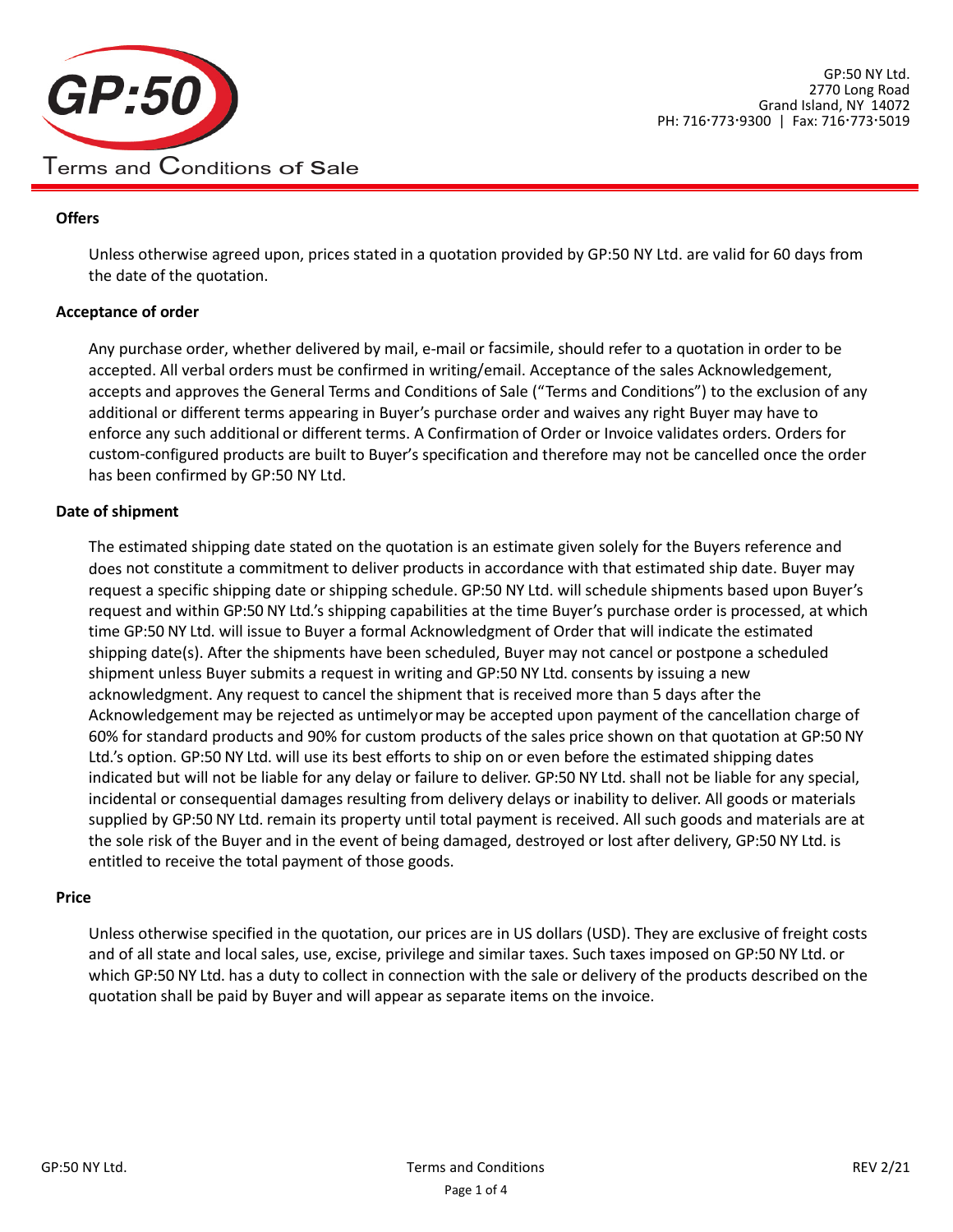GP:50 NY Ltd.
2770 Long Road
Grand Island, NY 14072
PH: 716·773·9300 | Fax: 716·773·5019

# Terms and Conditions of Sale

### Offers

Unless otherwise agreed upon, prices stated in a quotation provided by GP:50 NY Ltd. are valid for 60 days from the date of the quotation.

### Acceptance of order

Any purchase order, whether delivered by mail, e-mail or facsimile, should refer to a quotation in order to be accepted. All verbal orders must be confirmed in writing/email. Acceptance of the sales Acknowledgement, accepts and approves the General Terms and Conditions of Sale ("Terms and Conditions") to the exclusion of any additional or different terms appearing in Buyer's purchase order and waives any right Buyer may have to enforce any such additional or different terms. A Confirmation of Order or Invoice validates orders. Orders for custom-configured products are built to Buyer's specification and therefore may not be cancelled once the order has been confirmed by GP:50 NY Ltd.

### Date of shipment

The estimated shipping date stated on the quotation is an estimate given solely for the Buyers reference and does not constitute a commitment to deliver products in accordance with that estimated ship date. Buyer may request a specific shipping date or shipping schedule. GP:50 NY Ltd. will schedule shipments based upon Buyer's request and within GP:50 NY Ltd.'s shipping capabilities at the time Buyer's purchase order is processed, at which time GP:50 NY Ltd. will issue to Buyer a formal Acknowledgment of Order that will indicate the estimated shipping date(s). After the shipments have been scheduled, Buyer may not cancel or postpone a scheduled shipment unless Buyer submits a request in writing and GP:50 NY Ltd. consents by issuing a new acknowledgment. Any request to cancel the shipment that is received more than 5 days after the Acknowledgement may be rejected as untimelyor may be accepted upon payment of the cancellation charge of 60% for standard products and 90% for custom products of the sales price shown on that quotation at GP:50 NY Ltd.'s option. GP:50 NY Ltd. will use its best efforts to ship on or even before the estimated shipping dates indicated but will not be liable for any delay or failure to deliver. GP:50 NY Ltd. shall not be liable for any special, incidental or consequential damages resulting from delivery delays or inability to deliver. All goods or materials supplied by GP:50 NY Ltd. remain its property until total payment is received. All such goods and materials are at the sole risk of the Buyer and in the event of being damaged, destroyed or lost after delivery, GP:50 NY Ltd. is entitled to receive the total payment of those goods.

### Price

Unless otherwise specified in the quotation, our prices are in US dollars (USD). They are exclusive of freight costs and of all state and local sales, use, excise, privilege and similar taxes. Such taxes imposed on GP:50 NY Ltd. or which GP:50 NY Ltd. has a duty to collect in connection with the sale or delivery of the products described on the quotation shall be paid by Buyer and will appear as separate items on the invoice.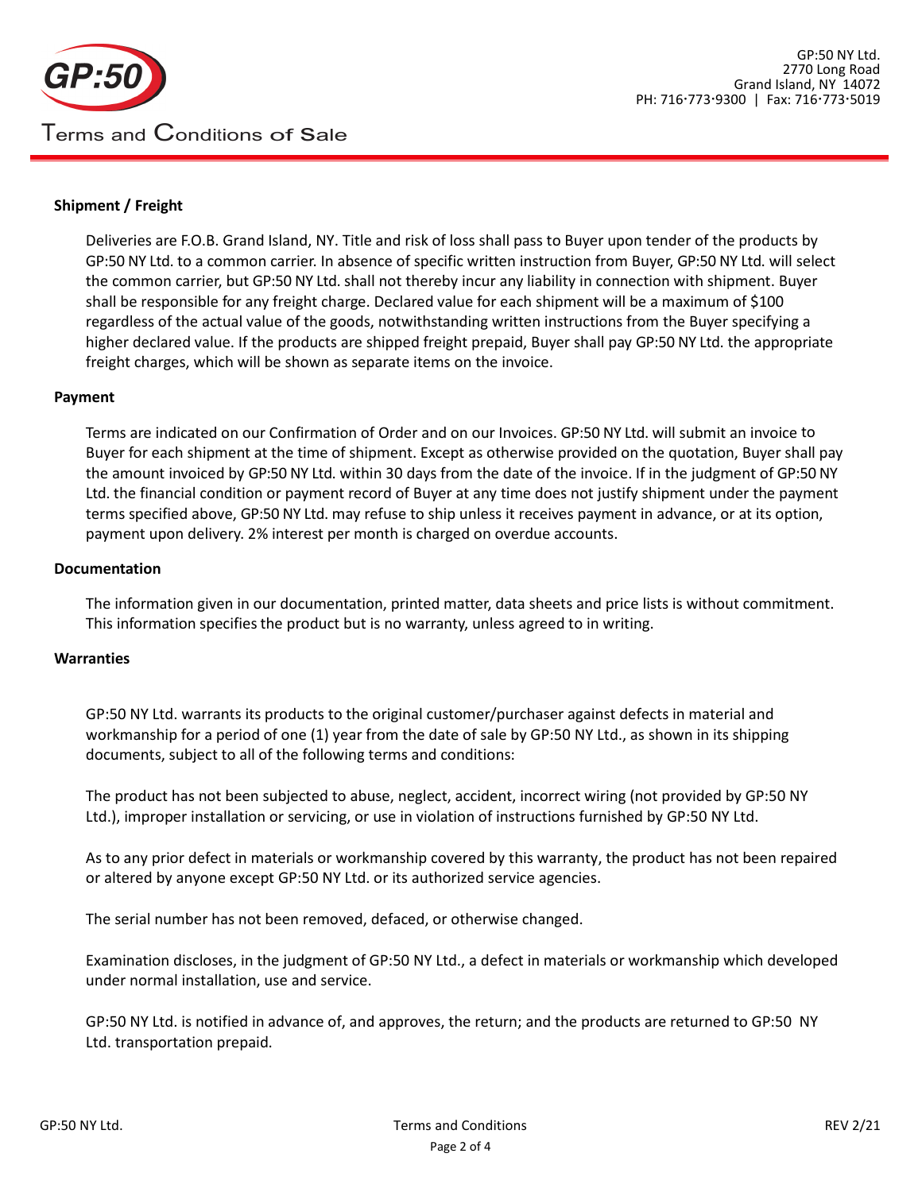# Terms and Conditions of Sale

GP:50 NY Ltd.
2770 Long Road
Grand Island, NY 14072
PH: 716·773·9300 | Fax: 716·773·5019

**Shipment / Freight**

Deliveries are F.O.B. Grand Island, NY. Title and risk of loss shall pass to Buyer upon tender of the products by GP:50 NY Ltd. to a common carrier. In absence of specific written instruction from Buyer, GP:50 NY Ltd. will select the common carrier, but GP:50 NY Ltd. shall not thereby incur any liability in connection with shipment. Buyer shall be responsible for any freight charge. Declared value for each shipment will be a maximum of $100 regardless of the actual value of the goods, notwithstanding written instructions from the Buyer specifying a higher declared value. If the products are shipped freight prepaid, Buyer shall pay GP:50 NY Ltd. the appropriate freight charges, which will be shown as separate items on the invoice.

**Payment**

Terms are indicated on our Confirmation of Order and on our Invoices. GP:50 NY Ltd. will submit an invoice to Buyer for each shipment at the time of shipment. Except as otherwise provided on the quotation, Buyer shall pay the amount invoiced by GP:50 NY Ltd. within 30 days from the date of the invoice. If in the judgment of GP:50 NY Ltd. the financial condition or payment record of Buyer at any time does not justify shipment under the payment terms specified above, GP:50 NY Ltd. may refuse to ship unless it receives payment in advance, or at its option, payment upon delivery. 2% interest per month is charged on overdue accounts.

**Documentation**

The information given in our documentation, printed matter, data sheets and price lists is without commitment. This information specifies the product but is no warranty, unless agreed to in writing.

**Warranties**

GP:50 NY Ltd. warrants its products to the original customer/purchaser against defects in material and workmanship for a period of one (1) year from the date of sale by GP:50 NY Ltd., as shown in its shipping documents, subject to all of the following terms and conditions:

The product has not been subjected to abuse, neglect, accident, incorrect wiring (not provided by GP:50 NY Ltd.), improper installation or servicing, or use in violation of instructions furnished by GP:50 NY Ltd.

As to any prior defect in materials or workmanship covered by this warranty, the product has not been repaired or altered by anyone except GP:50 NY Ltd. or its authorized service agencies.

The serial number has not been removed, defaced, or otherwise changed.

Examination discloses, in the judgment of GP:50 NY Ltd., a defect in materials or workmanship which developed under normal installation, use and service.

GP:50 NY Ltd. is notified in advance of, and approves, the return; and the products are returned to GP:50 NY Ltd. transportation prepaid.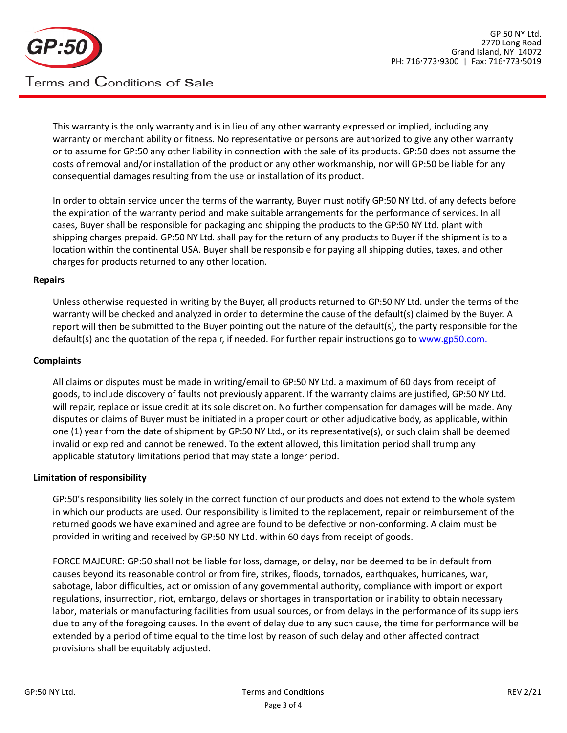This warranty is the only warranty and is in lieu of any other warranty expressed or implied, including any warranty or merchant ability or fitness. No representative or persons are authorized to give any other warranty or to assume for GP:50 any other liability in connection with the sale of its products. GP:50 does not assume the costs of removal and/or installation of the product or any other workmanship, nor will GP:50 be liable for any consequential damages resulting from the use or installation of its product.

In order to obtain service under the terms of the warranty, Buyer must notify GP:50 NY Ltd. of any defects before the expiration of the warranty period and make suitable arrangements for the performance of services. In all cases, Buyer shall be responsible for packaging and shipping the products to the GP:50 NY Ltd. plant with shipping charges prepaid. GP:50 NY Ltd. shall pay for the return of any products to Buyer if the shipment is to a location within the continental USA. Buyer shall be responsible for paying all shipping duties, taxes, and other charges for products returned to any other location.

**Repairs**

Unless otherwise requested in writing by the Buyer, all products returned to GP:50 NY Ltd. under the terms of the warranty will be checked and analyzed in order to determine the cause of the default(s) claimed by the Buyer. A report will then be submitted to the Buyer pointing out the nature of the default(s), the party responsible for the default(s) and the quotation of the repair, if needed. For further repair instructions go to [www.gp50.com.](http://www.gp50.com)

**Complaints**

All claims or disputes must be made in writing/email to GP:50 NY Ltd. a maximum of 60 days from receipt of goods, to include discovery of faults not previously apparent. If the warranty claims are justified, GP:50 NY Ltd. will repair, replace or issue credit at its sole discretion. No further compensation for damages will be made. Any disputes or claims of Buyer must be initiated in a proper court or other adjudicative body, as applicable, within one (1) year from the date of shipment by GP:50 NY Ltd., or its representative(s), or such claim shall be deemed invalid or expired and cannot be renewed. To the extent allowed, this limitation period shall trump any applicable statutory limitations period that may state a longer period.

**Limitation of responsibility**

GP:50's responsibility lies solely in the correct function of our products and does not extend to the whole system in which our products are used. Our responsibility is limited to the replacement, repair or reimbursement of the returned goods we have examined and agree are found to be defective or non-conforming. A claim must be provided in writing and received by GP:50 NY Ltd. within 60 days from receipt of goods.

FORCE MAJEURE: GP:50 shall not be liable for loss, damage, or delay, nor be deemed to be in default from causes beyond its reasonable control or from fire, strikes, floods, tornados, earthquakes, hurricanes, war, sabotage, labor difficulties, act or omission of any governmental authority, compliance with import or export regulations, insurrection, riot, embargo, delays or shortages in transportation or inability to obtain necessary labor, materials or manufacturing facilities from usual sources, or from delays in the performance of its suppliers due to any of the foregoing causes. In the event of delay due to any such cause, the time for performance will be extended by a period of time equal to the time lost by reason of such delay and other affected contract provisions shall be equitably adjusted.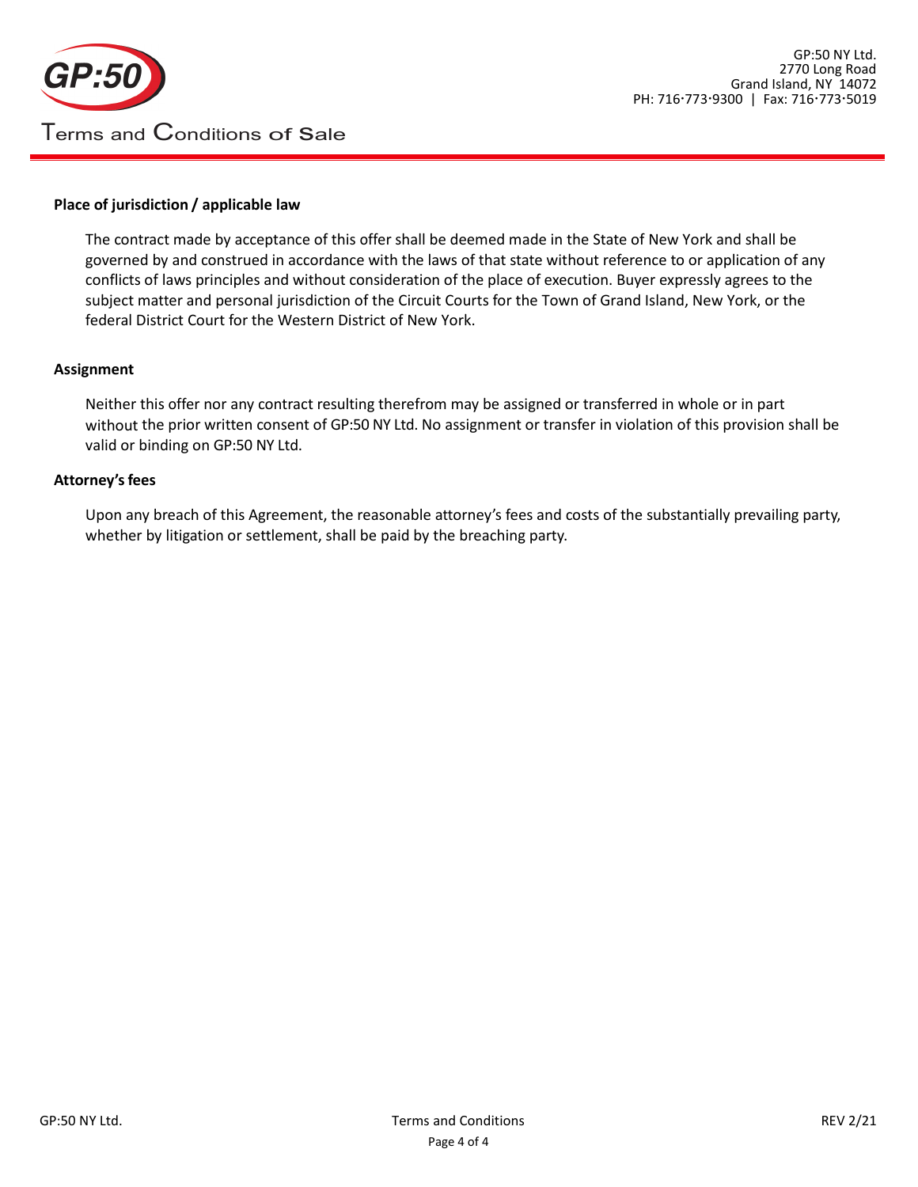## Place of jurisdiction / applicable law

The contract made by acceptance of this offer shall be deemed made in the State of New York and shall be governed by and construed in accordance with the laws of that state without reference to or application of any conflicts of laws principles and without consideration of the place of execution. Buyer expressly agrees to the subject matter and personal jurisdiction of the Circuit Courts for the Town of Grand Island, New York, or the federal District Court for the Western District of New York.

## Assignment

Neither this offer nor any contract resulting therefrom may be assigned or transferred in whole or in part without the prior written consent of GP:50 NY Ltd. No assignment or transfer in violation of this provision shall be valid or binding on GP:50 NY Ltd.

## Attorney's fees

Upon any breach of this Agreement, the reasonable attorney's fees and costs of the substantially prevailing party, whether by litigation or settlement, shall be paid by the breaching party.